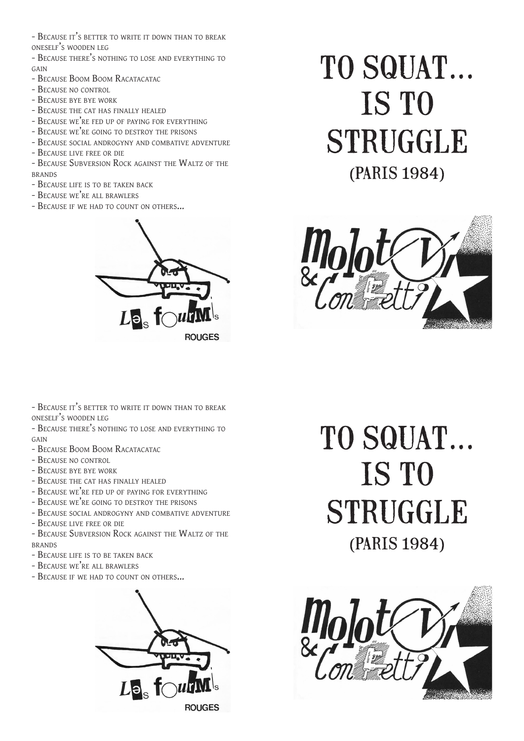- Because it's better to write it down than to break oneself's wooden leg
- Because there's nothing to lose and everything to gain
- Because Boom Boom Racatacatac
- Because no control
- Because bye bye work
- Because the cat has finally healed
- Because we're fed up of paying for everything
- Because we're going to destroy the prisons
- Because social androgyny and combative adventure
- Because live free or die
- Because Subversion Rock against the Waltz of the brands
- Because life is to be taken back
- Because we're all brawlers
- Because if we had to count on others...

Les fourmis ROUGES

# TO SQUAT... IS TO STRUGGLE

## (PARIS 1984)

Molotov & Confetti

- Because it's better to write it down than to break oneself's wooden leg
- Because there's nothing to lose and everything to gain
- Because Boom Boom Racatacatac
- Because no control
- Because bye bye work
- Because the cat has finally healed
- Because we're fed up of paying for everything
- Because we're going to destroy the prisons
- Because social androgyny and combative adventure
- Because live free or die
- Because Subversion Rock against the Waltz of the brands
- Because life is to be taken back
- Because we're all brawlers
- Because if we had to count on others...

Les fourmis ROUGES

# TO SQUAT... IS TO STRUGGLE

## (PARIS 1984)

Molotov & Confetti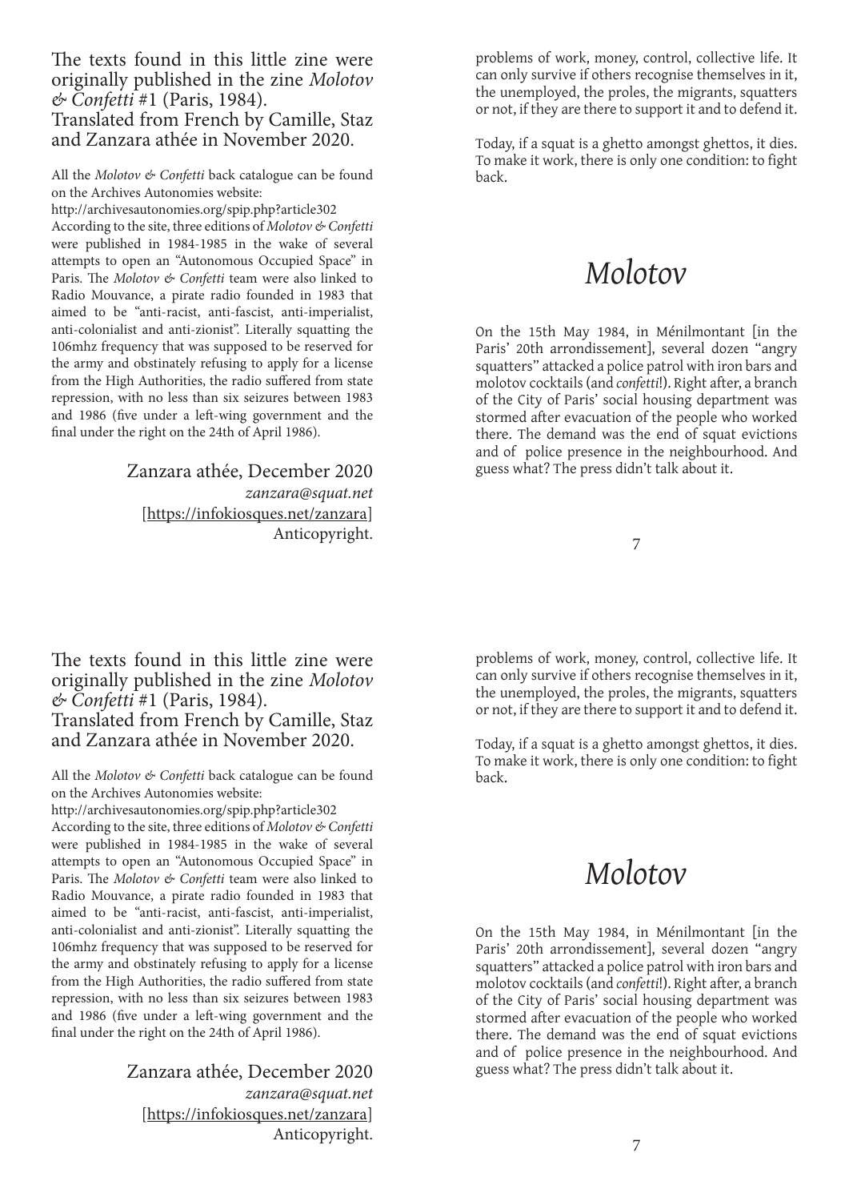The texts found in this little zine were originally published in the zine *Molotov & Confetti* #1 (Paris, 1984).
Translated from French by Camille, Staz and Zanzara athée in November 2020.

All the *Molotov & Confetti* back catalogue can be found on the Archives Autonomies website:
http://archivesautonomies.org/spip.php?article302
According to the site, three editions of *Molotov & Confetti* were published in 1984-1985 in the wake of several attempts to open an "Autonomous Occupied Space" in Paris. The *Molotov & Confetti* team were also linked to Radio Mouvance, a pirate radio founded in 1983 that aimed to be "anti-racist, anti-fascist, anti-imperialist, anti-colonialist and anti-zionist". Literally squatting the 106mhz frequency that was supposed to be reserved for the army and obstinately refusing to apply for a license from the High Authorities, the radio suffered from state repression, with no less than six seizures between 1983 and 1986 (five under a left-wing government and the final under the right on the 24th of April 1986).

Zanzara athée, December 2020
*zanzara@squat.net*
[https://infokiosques.net/zanzara]
Anticopyright.

problems of work, money, control, collective life. It can only survive if others recognise themselves in it, the unemployed, the proles, the migrants, squatters or not, if they are there to support it and to defend it.

Today, if a squat is a ghetto amongst ghettos, it dies. To make it work, there is only one condition: to fight back.

# *Molotov*

On the 15th May 1984, in Ménilmontant [in the Paris' 20th arrondissement], several dozen "angry squatters" attacked a police patrol with iron bars and molotov cocktails (and *confetti*!). Right after, a branch of the City of Paris' social housing department was stormed after evacuation of the people who worked there. The demand was the end of squat evictions and of police presence in the neighbourhood. And guess what? The press didn't talk about it.

The texts found in this little zine were originally published in the zine *Molotov & Confetti* #1 (Paris, 1984).
Translated from French by Camille, Staz and Zanzara athée in November 2020.

All the *Molotov & Confetti* back catalogue can be found on the Archives Autonomies website:
http://archivesautonomies.org/spip.php?article302
According to the site, three editions of *Molotov & Confetti* were published in 1984-1985 in the wake of several attempts to open an "Autonomous Occupied Space" in Paris. The *Molotov & Confetti* team were also linked to Radio Mouvance, a pirate radio founded in 1983 that aimed to be "anti-racist, anti-fascist, anti-imperialist, anti-colonialist and anti-zionist". Literally squatting the 106mhz frequency that was supposed to be reserved for the army and obstinately refusing to apply for a license from the High Authorities, the radio suffered from state repression, with no less than six seizures between 1983 and 1986 (five under a left-wing government and the final under the right on the 24th of April 1986).

Zanzara athée, December 2020
*zanzara@squat.net*
[https://infokiosques.net/zanzara]
Anticopyright.

problems of work, money, control, collective life. It can only survive if others recognise themselves in it, the unemployed, the proles, the migrants, squatters or not, if they are there to support it and to defend it.

Today, if a squat is a ghetto amongst ghettos, it dies. To make it work, there is only one condition: to fight back.

# *Molotov*

On the 15th May 1984, in Ménilmontant [in the Paris' 20th arrondissement], several dozen "angry squatters" attacked a police patrol with iron bars and molotov cocktails (and *confetti*!). Right after, a branch of the City of Paris' social housing department was stormed after evacuation of the people who worked there. The demand was the end of squat evictions and of police presence in the neighbourhood. And guess what? The press didn't talk about it.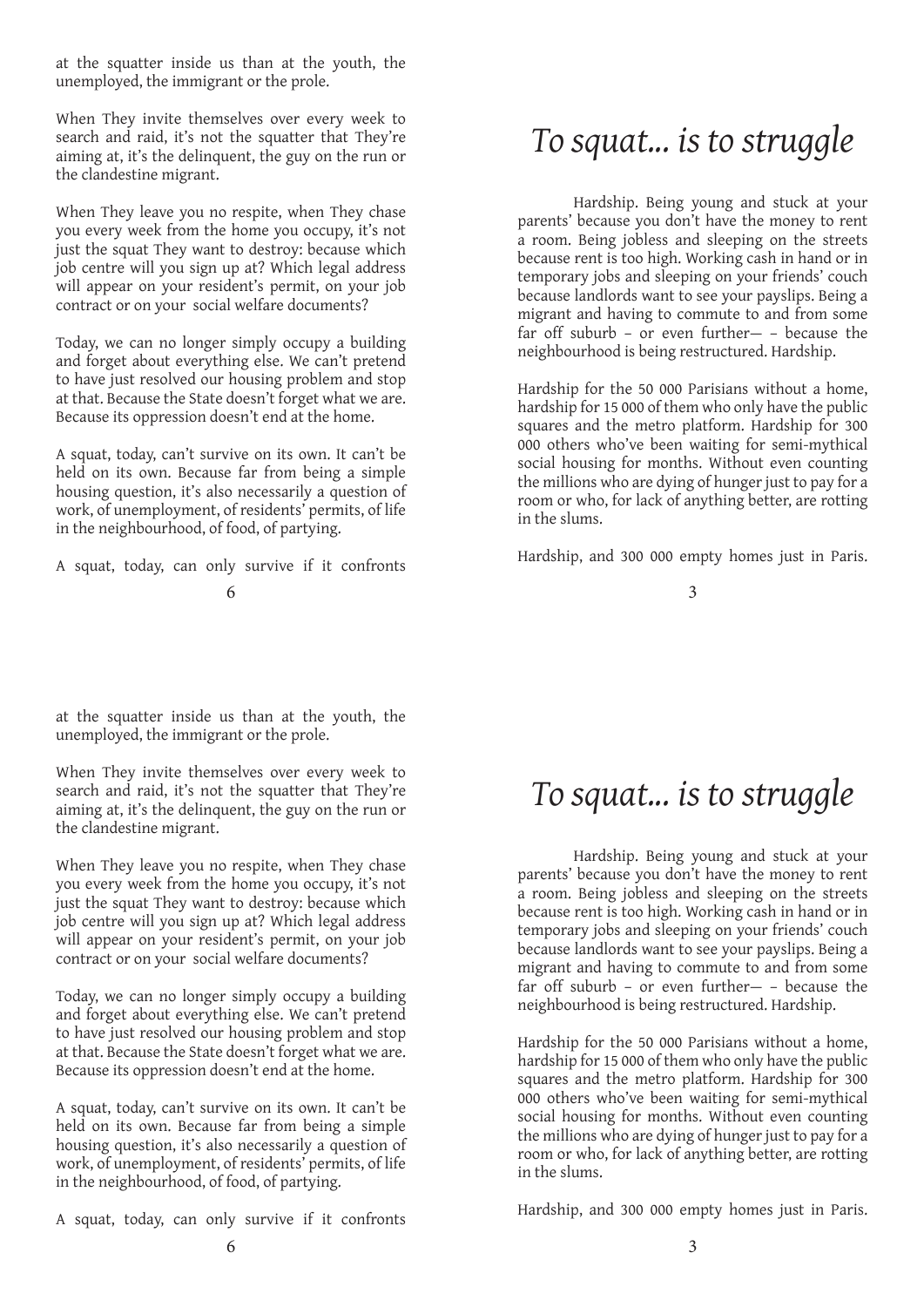at the squatter inside us than at the youth, the unemployed, the immigrant or the prole.

When They invite themselves over every week to search and raid, it's not the squatter that They're aiming at, it's the delinquent, the guy on the run or the clandestine migrant.

When They leave you no respite, when They chase you every week from the home you occupy, it's not just the squat They want to destroy: because which job centre will you sign up at? Which legal address will appear on your resident's permit, on your job contract or on your social welfare documents?

Today, we can no longer simply occupy a building and forget about everything else. We can't pretend to have just resolved our housing problem and stop at that. Because the State doesn't forget what we are. Because its oppression doesn't end at the home.

A squat, today, can't survive on its own. It can't be held on its own. Because far from being a simple housing question, it's also necessarily a question of work, of unemployment, of residents' permits, of life in the neighbourhood, of food, of partying.

A squat, today, can only survive if it confronts

# *To squat... is to struggle*

Hardship. Being young and stuck at your parents' because you don't have the money to rent a room. Being jobless and sleeping on the streets because rent is too high. Working cash in hand or in temporary jobs and sleeping on your friends' couch because landlords want to see your payslips. Being a migrant and having to commute to and from some far off suburb – or even further— – because the neighbourhood is being restructured. Hardship.

Hardship for the 50 000 Parisians without a home, hardship for 15 000 of them who only have the public squares and the metro platform. Hardship for 300 000 others who've been waiting for semi-mythical social housing for months. Without even counting the millions who are dying of hunger just to pay for a room or who, for lack of anything better, are rotting in the slums.

Hardship, and 300 000 empty homes just in Paris.

at the squatter inside us than at the youth, the unemployed, the immigrant or the prole.

When They invite themselves over every week to search and raid, it's not the squatter that They're aiming at, it's the delinquent, the guy on the run or the clandestine migrant.

When They leave you no respite, when They chase you every week from the home you occupy, it's not just the squat They want to destroy: because which job centre will you sign up at? Which legal address will appear on your resident's permit, on your job contract or on your social welfare documents?

Today, we can no longer simply occupy a building and forget about everything else. We can't pretend to have just resolved our housing problem and stop at that. Because the State doesn't forget what we are. Because its oppression doesn't end at the home.

A squat, today, can't survive on its own. It can't be held on its own. Because far from being a simple housing question, it's also necessarily a question of work, of unemployment, of residents' permits, of life in the neighbourhood, of food, of partying.

A squat, today, can only survive if it confronts

# *To squat... is to struggle*

Hardship. Being young and stuck at your parents' because you don't have the money to rent a room. Being jobless and sleeping on the streets because rent is too high. Working cash in hand or in temporary jobs and sleeping on your friends' couch because landlords want to see your payslips. Being a migrant and having to commute to and from some far off suburb – or even further— – because the neighbourhood is being restructured. Hardship.

Hardship for the 50 000 Parisians without a home, hardship for 15 000 of them who only have the public squares and the metro platform. Hardship for 300 000 others who've been waiting for semi-mythical social housing for months. Without even counting the millions who are dying of hunger just to pay for a room or who, for lack of anything better, are rotting in the slums.

Hardship, and 300 000 empty homes just in Paris.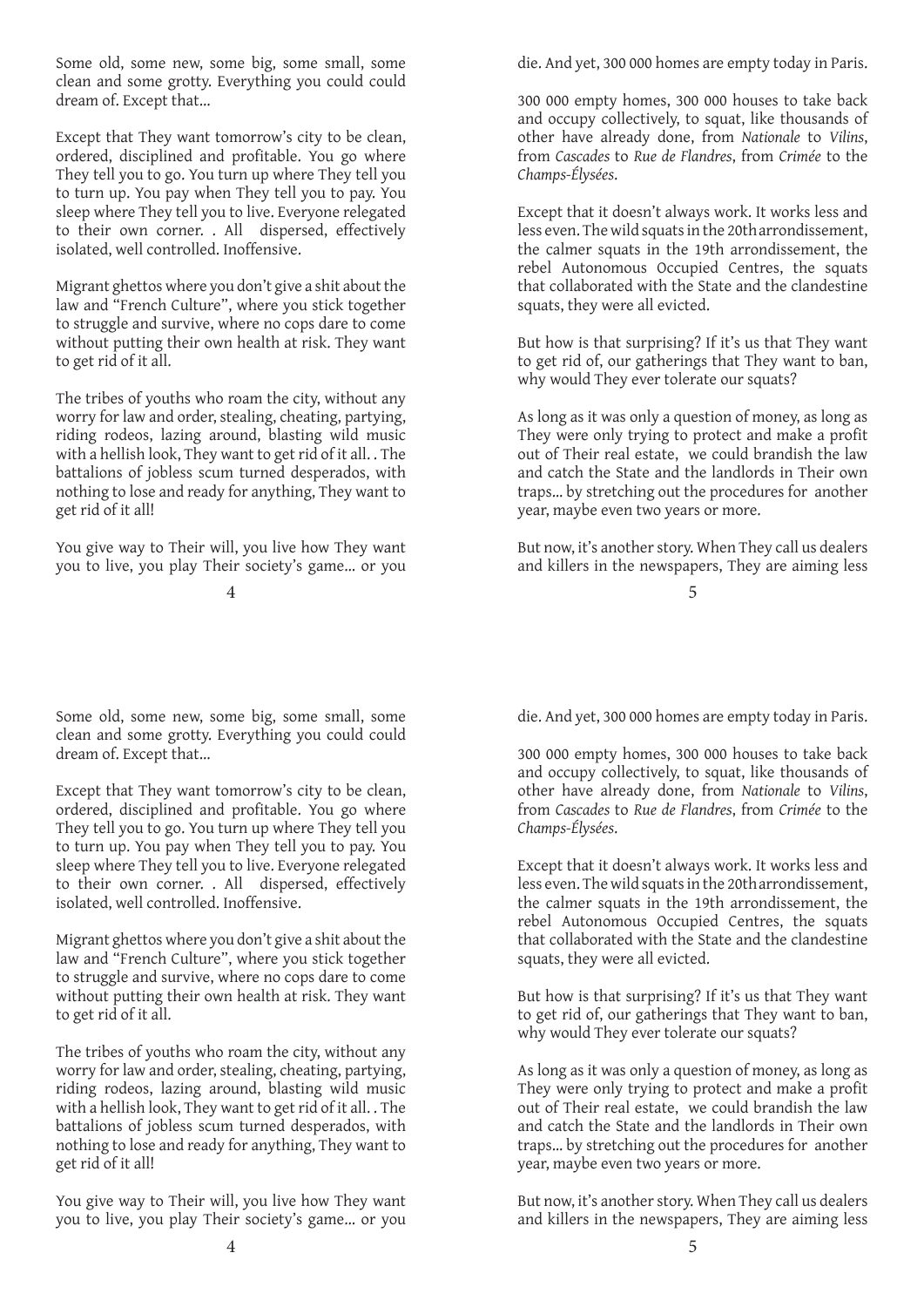Some old, some new, some big, some small, some clean and some grotty. Everything you could could dream of. Except that...

Except that They want tomorrow's city to be clean, ordered, disciplined and profitable. You go where They tell you to go. You turn up where They tell you to turn up. You pay when They tell you to pay. You sleep where They tell you to live. Everyone relegated to their own corner. . All dispersed, effectively isolated, well controlled. Inoffensive.

Migrant ghettos where you don't give a shit about the law and "French Culture", where you stick together to struggle and survive, where no cops dare to come without putting their own health at risk. They want to get rid of it all.

The tribes of youths who roam the city, without any worry for law and order, stealing, cheating, partying, riding rodeos, lazing around, blasting wild music with a hellish look, They want to get rid of it all. . The battalions of jobless scum turned desperados, with nothing to lose and ready for anything, They want to get rid of it all!

You give way to Their will, you live how They want you to live, you play Their society's game... or you die. And yet, 300 000 homes are empty today in Paris.

300 000 empty homes, 300 000 houses to take back and occupy collectively, to squat, like thousands of other have already done, from *Nationale* to *Vilins*, from *Cascades* to *Rue de Flandres*, from *Crimée* to the *Champs-Élysées*.

Except that it doesn't always work. It works less and less even. The wild squats in the 20th arrondissement, the calmer squats in the 19th arrondissement, the rebel Autonomous Occupied Centres, the squats that collaborated with the State and the clandestine squats, they were all evicted.

But how is that surprising? If it's us that They want to get rid of, our gatherings that They want to ban, why would They ever tolerate our squats?

As long as it was only a question of money, as long as They were only trying to protect and make a profit out of Their real estate, we could brandish the law and catch the State and the landlords in Their own traps... by stretching out the procedures for another year, maybe even two years or more.

But now, it's another story. When They call us dealers and killers in the newspapers, They are aiming less

Some old, some new, some big, some small, some clean and some grotty. Everything you could could dream of. Except that...

Except that They want tomorrow's city to be clean, ordered, disciplined and profitable. You go where They tell you to go. You turn up where They tell you to turn up. You pay when They tell you to pay. You sleep where They tell you to live. Everyone relegated to their own corner. . All dispersed, effectively isolated, well controlled. Inoffensive.

Migrant ghettos where you don't give a shit about the law and "French Culture", where you stick together to struggle and survive, where no cops dare to come without putting their own health at risk. They want to get rid of it all.

The tribes of youths who roam the city, without any worry for law and order, stealing, cheating, partying, riding rodeos, lazing around, blasting wild music with a hellish look, They want to get rid of it all. . The battalions of jobless scum turned desperados, with nothing to lose and ready for anything, They want to get rid of it all!

You give way to Their will, you live how They want you to live, you play Their society's game... or you die. And yet, 300 000 homes are empty today in Paris.

300 000 empty homes, 300 000 houses to take back and occupy collectively, to squat, like thousands of other have already done, from *Nationale* to *Vilins*, from *Cascades* to *Rue de Flandres*, from *Crimée* to the *Champs-Élysées*.

Except that it doesn't always work. It works less and less even. The wild squats in the 20th arrondissement, the calmer squats in the 19th arrondissement, the rebel Autonomous Occupied Centres, the squats that collaborated with the State and the clandestine squats, they were all evicted.

But how is that surprising? If it's us that They want to get rid of, our gatherings that They want to ban, why would They ever tolerate our squats?

As long as it was only a question of money, as long as They were only trying to protect and make a profit out of Their real estate, we could brandish the law and catch the State and the landlords in Their own traps... by stretching out the procedures for another year, maybe even two years or more.

But now, it's another story. When They call us dealers and killers in the newspapers, They are aiming less